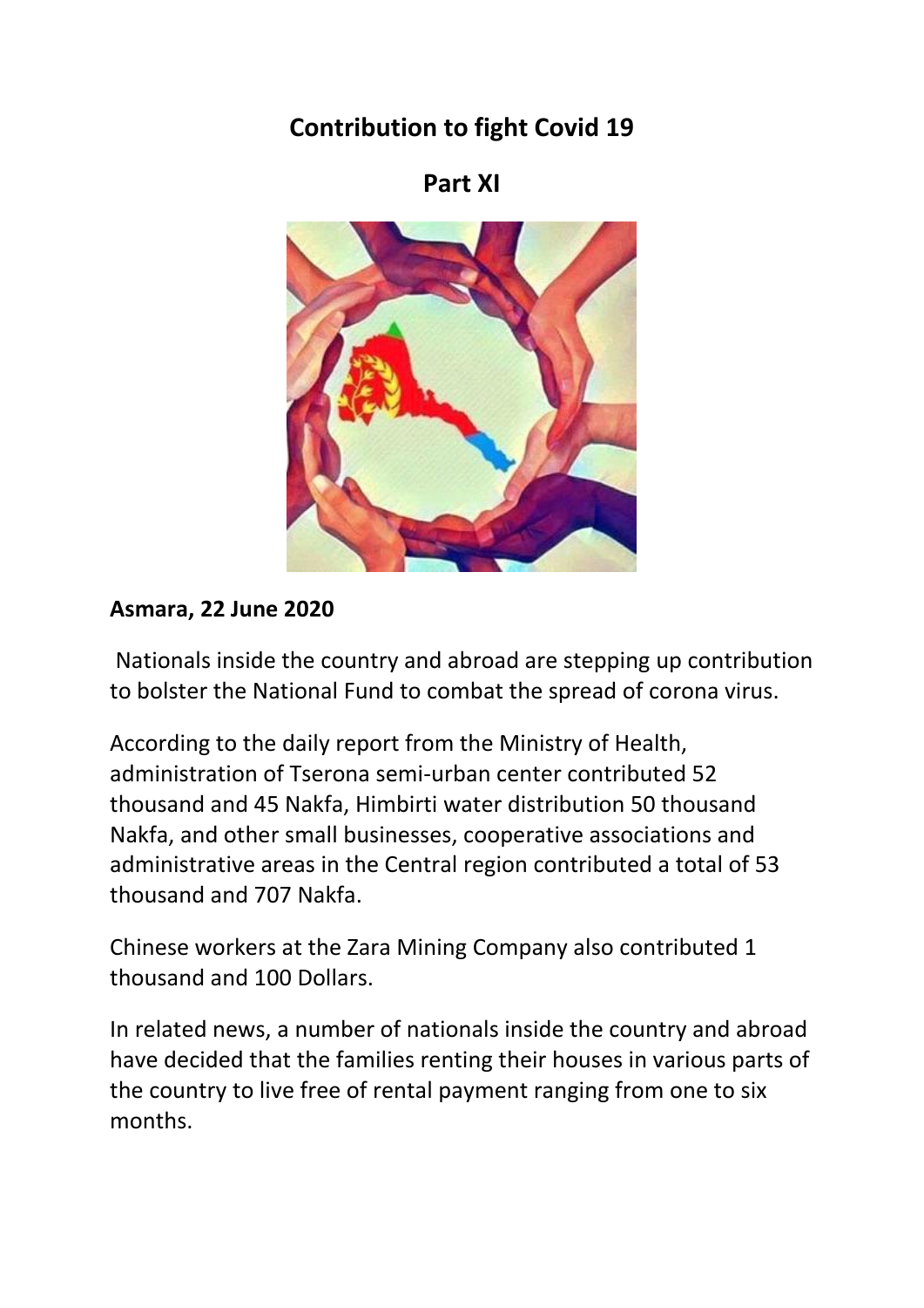# Contribution to fight Covid 19

## Part XI

**Asmara, 22 June 2020**

Nationals inside the country and abroad are stepping up contribution to bolster the National Fund to combat the spread of corona virus.

According to the daily report from the Ministry of Health, administration of Tserona semi-urban center contributed 52 thousand and 45 Nakfa, Himbirti water distribution 50 thousand Nakfa, and other small businesses, cooperative associations and administrative areas in the Central region contributed a total of 53 thousand and 707 Nakfa.

Chinese workers at the Zara Mining Company also contributed 1 thousand and 100 Dollars.

In related news, a number of nationals inside the country and abroad have decided that the families renting their houses in various parts of the country to live free of rental payment ranging from one to six months.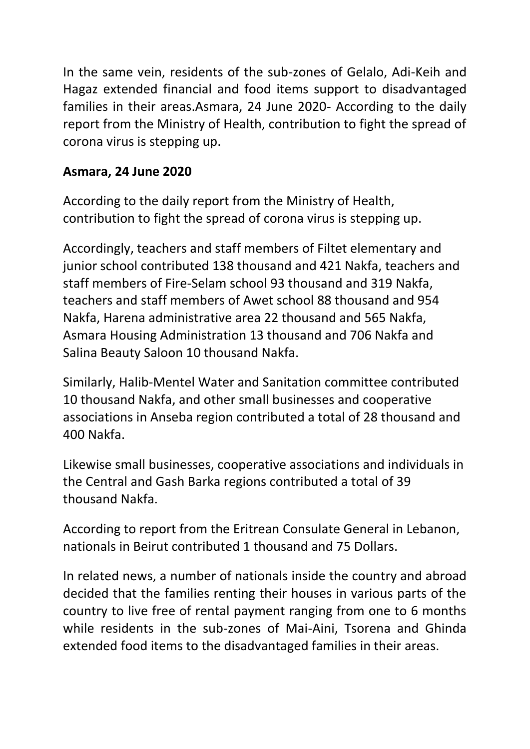In the same vein, residents of the sub-zones of Gelalo, Adi-Keih and Hagaz extended financial and food items support to disadvantaged families in their areas.Asmara, 24 June 2020- According to the daily report from the Ministry of Health, contribution to fight the spread of corona virus is stepping up.

**Asmara, 24 June 2020**

According to the daily report from the Ministry of Health, contribution to fight the spread of corona virus is stepping up.

Accordingly, teachers and staff members of Filtet elementary and junior school contributed 138 thousand and 421 Nakfa, teachers and staff members of Fire-Selam school 93 thousand and 319 Nakfa, teachers and staff members of Awet school 88 thousand and 954 Nakfa, Harena administrative area 22 thousand and 565 Nakfa, Asmara Housing Administration 13 thousand and 706 Nakfa and Salina Beauty Saloon 10 thousand Nakfa.

Similarly, Halib-Mentel Water and Sanitation committee contributed 10 thousand Nakfa, and other small businesses and cooperative associations in Anseba region contributed a total of 28 thousand and 400 Nakfa.

Likewise small businesses, cooperative associations and individuals in the Central and Gash Barka regions contributed a total of 39 thousand Nakfa.

According to report from the Eritrean Consulate General in Lebanon, nationals in Beirut contributed 1 thousand and 75 Dollars.

In related news, a number of nationals inside the country and abroad decided that the families renting their houses in various parts of the country to live free of rental payment ranging from one to 6 months while residents in the sub-zones of Mai-Aini, Tsorena and Ghinda extended food items to the disadvantaged families in their areas.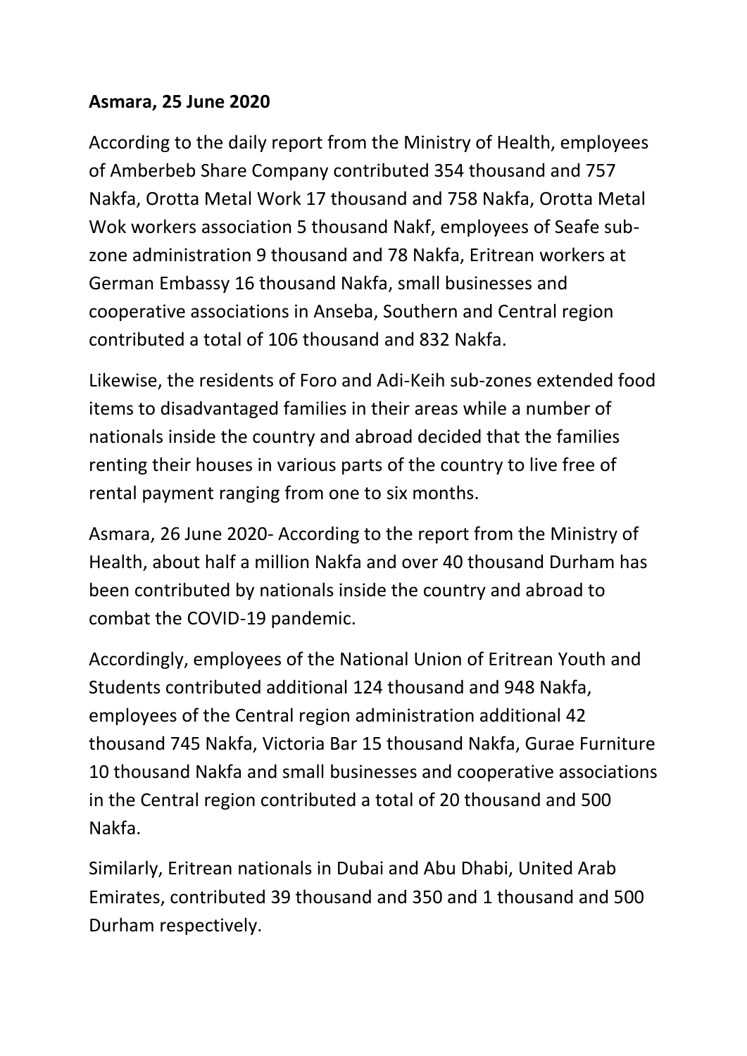**Asmara, 25 June 2020**

According to the daily report from the Ministry of Health, employees of Amberbeb Share Company contributed 354 thousand and 757 Nakfa, Orotta Metal Work 17 thousand and 758 Nakfa, Orotta Metal Wok workers association 5 thousand Nakf, employees of Seafe sub-zone administration 9 thousand and 78 Nakfa, Eritrean workers at German Embassy 16 thousand Nakfa, small businesses and cooperative associations in Anseba, Southern and Central region contributed a total of 106 thousand and 832 Nakfa.

Likewise, the residents of Foro and Adi-Keih sub-zones extended food items to disadvantaged families in their areas while a number of nationals inside the country and abroad decided that the families renting their houses in various parts of the country to live free of rental payment ranging from one to six months.

Asmara, 26 June 2020- According to the report from the Ministry of Health, about half a million Nakfa and over 40 thousand Durham has been contributed by nationals inside the country and abroad to combat the COVID-19 pandemic.

Accordingly, employees of the National Union of Eritrean Youth and Students contributed additional 124 thousand and 948 Nakfa, employees of the Central region administration additional 42 thousand 745 Nakfa, Victoria Bar 15 thousand Nakfa, Gurae Furniture 10 thousand Nakfa and small businesses and cooperative associations in the Central region contributed a total of 20 thousand and 500 Nakfa.

Similarly, Eritrean nationals in Dubai and Abu Dhabi, United Arab Emirates, contributed 39 thousand and 350 and 1 thousand and 500 Durham respectively.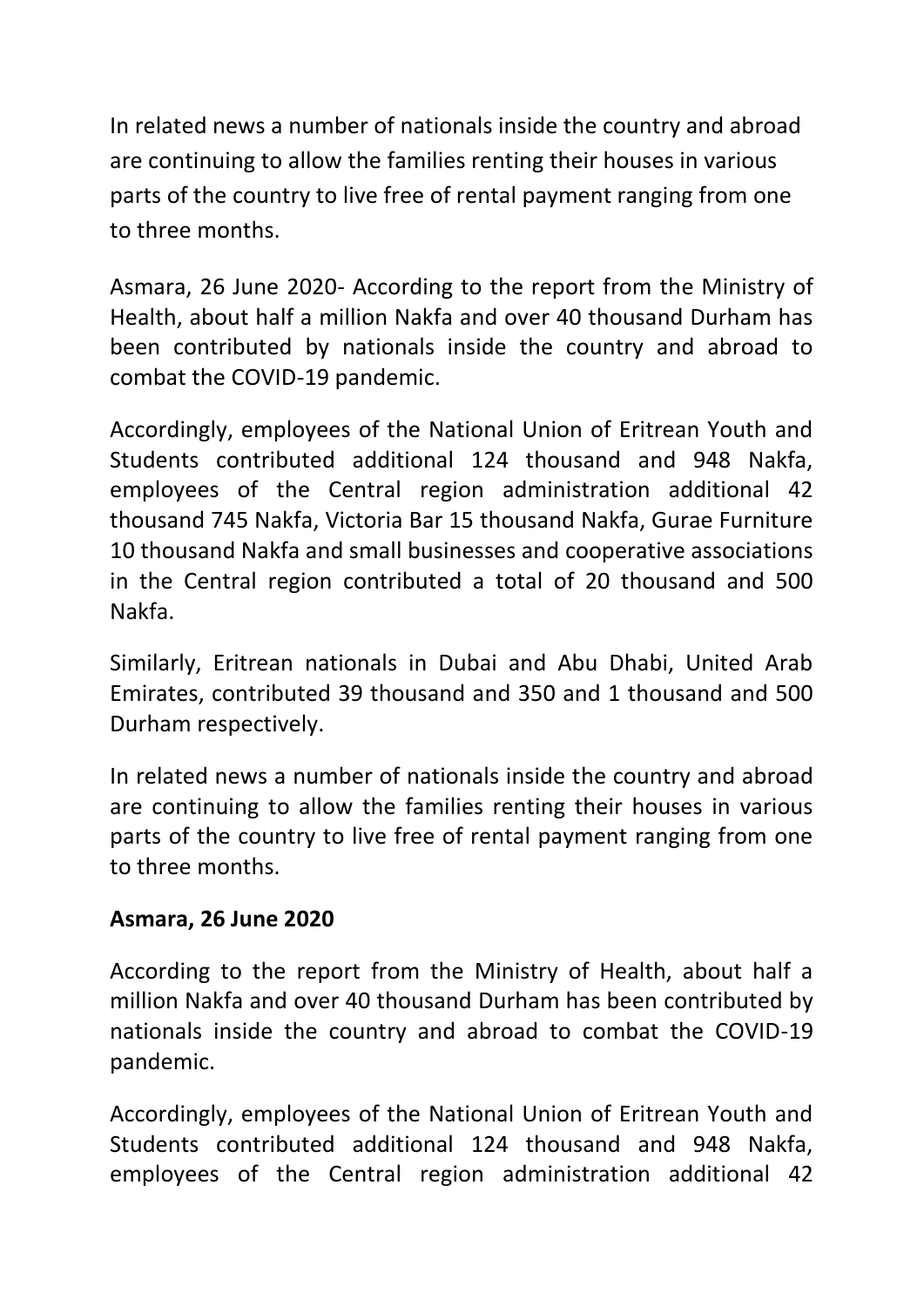In related news a number of nationals inside the country and abroad are continuing to allow the families renting their houses in various parts of the country to live free of rental payment ranging from one to three months.

Asmara, 26 June 2020- According to the report from the Ministry of Health, about half a million Nakfa and over 40 thousand Durham has been contributed by nationals inside the country and abroad to combat the COVID-19 pandemic.

Accordingly, employees of the National Union of Eritrean Youth and Students contributed additional 124 thousand and 948 Nakfa, employees of the Central region administration additional 42 thousand 745 Nakfa, Victoria Bar 15 thousand Nakfa, Gurae Furniture 10 thousand Nakfa and small businesses and cooperative associations in the Central region contributed a total of 20 thousand and 500 Nakfa.

Similarly, Eritrean nationals in Dubai and Abu Dhabi, United Arab Emirates, contributed 39 thousand and 350 and 1 thousand and 500 Durham respectively.

In related news a number of nationals inside the country and abroad are continuing to allow the families renting their houses in various parts of the country to live free of rental payment ranging from one to three months.

**Asmara, 26 June 2020**

According to the report from the Ministry of Health, about half a million Nakfa and over 40 thousand Durham has been contributed by nationals inside the country and abroad to combat the COVID-19 pandemic.

Accordingly, employees of the National Union of Eritrean Youth and Students contributed additional 124 thousand and 948 Nakfa, employees of the Central region administration additional 42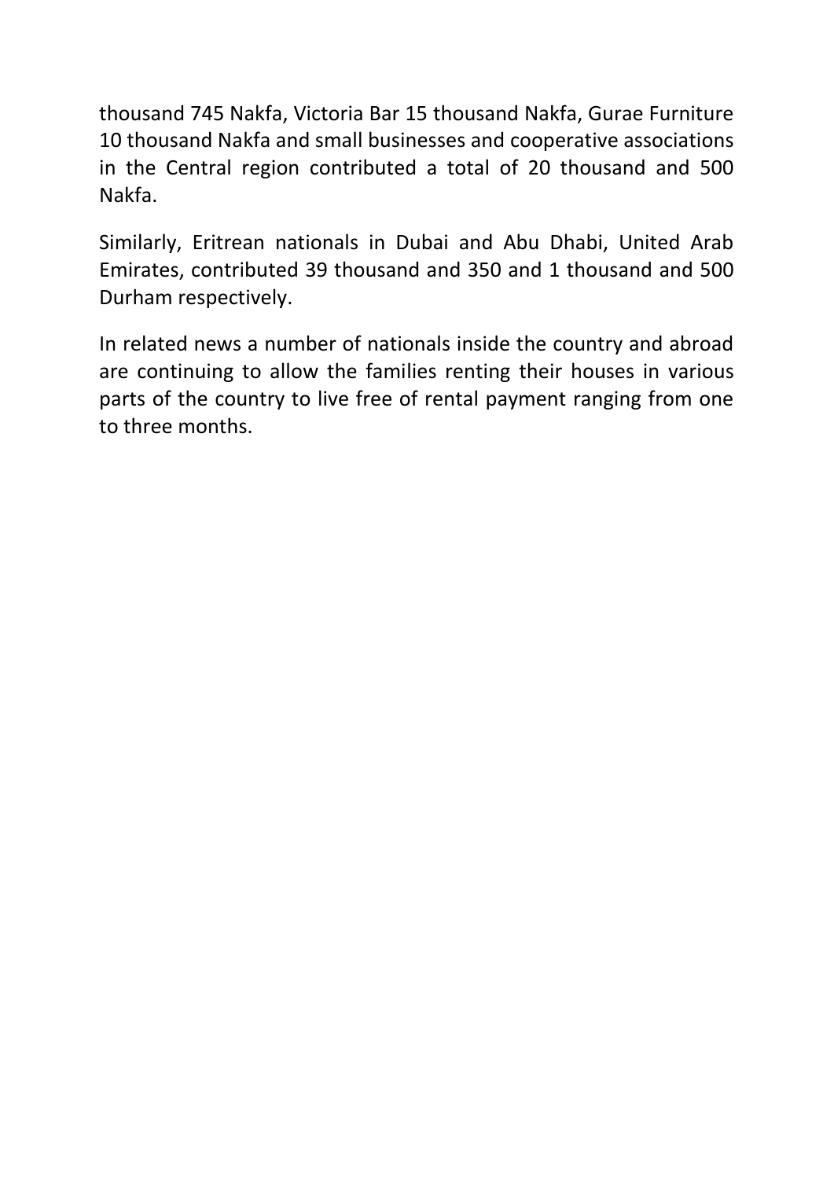thousand 745 Nakfa, Victoria Bar 15 thousand Nakfa, Gurae Furniture 10 thousand Nakfa and small businesses and cooperative associations in the Central region contributed a total of 20 thousand and 500 Nakfa.

Similarly, Eritrean nationals in Dubai and Abu Dhabi, United Arab Emirates, contributed 39 thousand and 350 and 1 thousand and 500 Durham respectively.

In related news a number of nationals inside the country and abroad are continuing to allow the families renting their houses in various parts of the country to live free of rental payment ranging from one to three months.